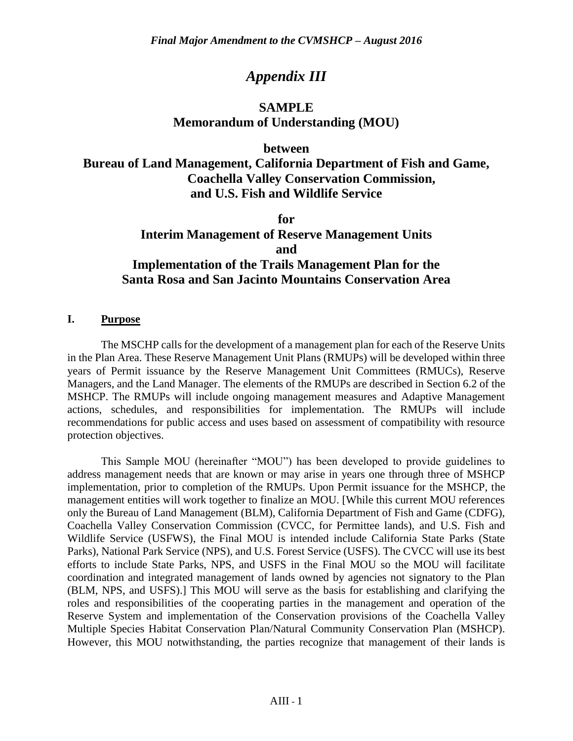# *Appendix III*

## SAMPLE
## Memorandum of Understanding (MOU)

## between
## Bureau of Land Management, California Department of Fish and Game, Coachella Valley Conservation Commission, and U.S. Fish and Wildlife Service

## for
## Interim Management of Reserve Management Units and Implementation of the Trails Management Plan for the Santa Rosa and San Jacinto Mountains Conservation Area

### I. Purpose

The MSCHP calls for the development of a management plan for each of the Reserve Units in the Plan Area. These Reserve Management Unit Plans (RMUPs) will be developed within three years of Permit issuance by the Reserve Management Unit Committees (RMUCs), Reserve Managers, and the Land Manager. The elements of the RMUPs are described in Section 6.2 of the MSHCP. The RMUPs will include ongoing management measures and Adaptive Management actions, schedules, and responsibilities for implementation. The RMUPs will include recommendations for public access and uses based on assessment of compatibility with resource protection objectives.

This Sample MOU (hereinafter "MOU") has been developed to provide guidelines to address management needs that are known or may arise in years one through three of MSHCP implementation, prior to completion of the RMUPs. Upon Permit issuance for the MSHCP, the management entities will work together to finalize an MOU. [While this current MOU references only the Bureau of Land Management (BLM), California Department of Fish and Game (CDFG), Coachella Valley Conservation Commission (CVCC, for Permittee lands), and U.S. Fish and Wildlife Service (USFWS), the Final MOU is intended include California State Parks (State Parks), National Park Service (NPS), and U.S. Forest Service (USFS). The CVCC will use its best efforts to include State Parks, NPS, and USFS in the Final MOU so the MOU will facilitate coordination and integrated management of lands owned by agencies not signatory to the Plan (BLM, NPS, and USFS).] This MOU will serve as the basis for establishing and clarifying the roles and responsibilities of the cooperating parties in the management and operation of the Reserve System and implementation of the Conservation provisions of the Coachella Valley Multiple Species Habitat Conservation Plan/Natural Community Conservation Plan (MSHCP). However, this MOU notwithstanding, the parties recognize that management of their lands is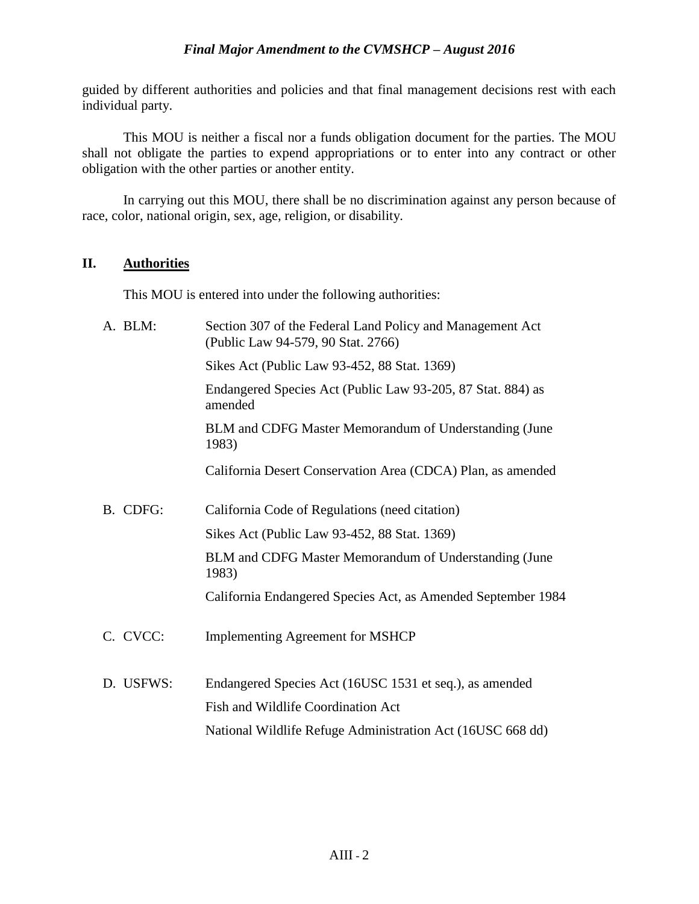guided by different authorities and policies and that final management decisions rest with each individual party.

This MOU is neither a fiscal nor a funds obligation document for the parties. The MOU shall not obligate the parties to expend appropriations or to enter into any contract or other obligation with the other parties or another entity.

In carrying out this MOU, there shall be no discrimination against any person because of race, color, national origin, sex, age, religion, or disability.

## II. Authorities

This MOU is entered into under the following authorities:

A. BLM:
- Section 307 of the Federal Land Policy and Management Act (Public Law 94-579, 90 Stat. 2766)
- Sikes Act (Public Law 93-452, 88 Stat. 1369)
- Endangered Species Act (Public Law 93-205, 87 Stat. 884) as amended
- BLM and CDFG Master Memorandum of Understanding (June 1983)
- California Desert Conservation Area (CDCA) Plan, as amended

B. CDFG:
- California Code of Regulations (need citation)
- Sikes Act (Public Law 93-452, 88 Stat. 1369)
- BLM and CDFG Master Memorandum of Understanding (June 1983)
- California Endangered Species Act, as Amended September 1984

C. CVCC:
- Implementing Agreement for MSHCP

D. USFWS:
- Endangered Species Act (16USC 1531 et seq.), as amended
- Fish and Wildlife Coordination Act
- National Wildlife Refuge Administration Act (16USC 668 dd)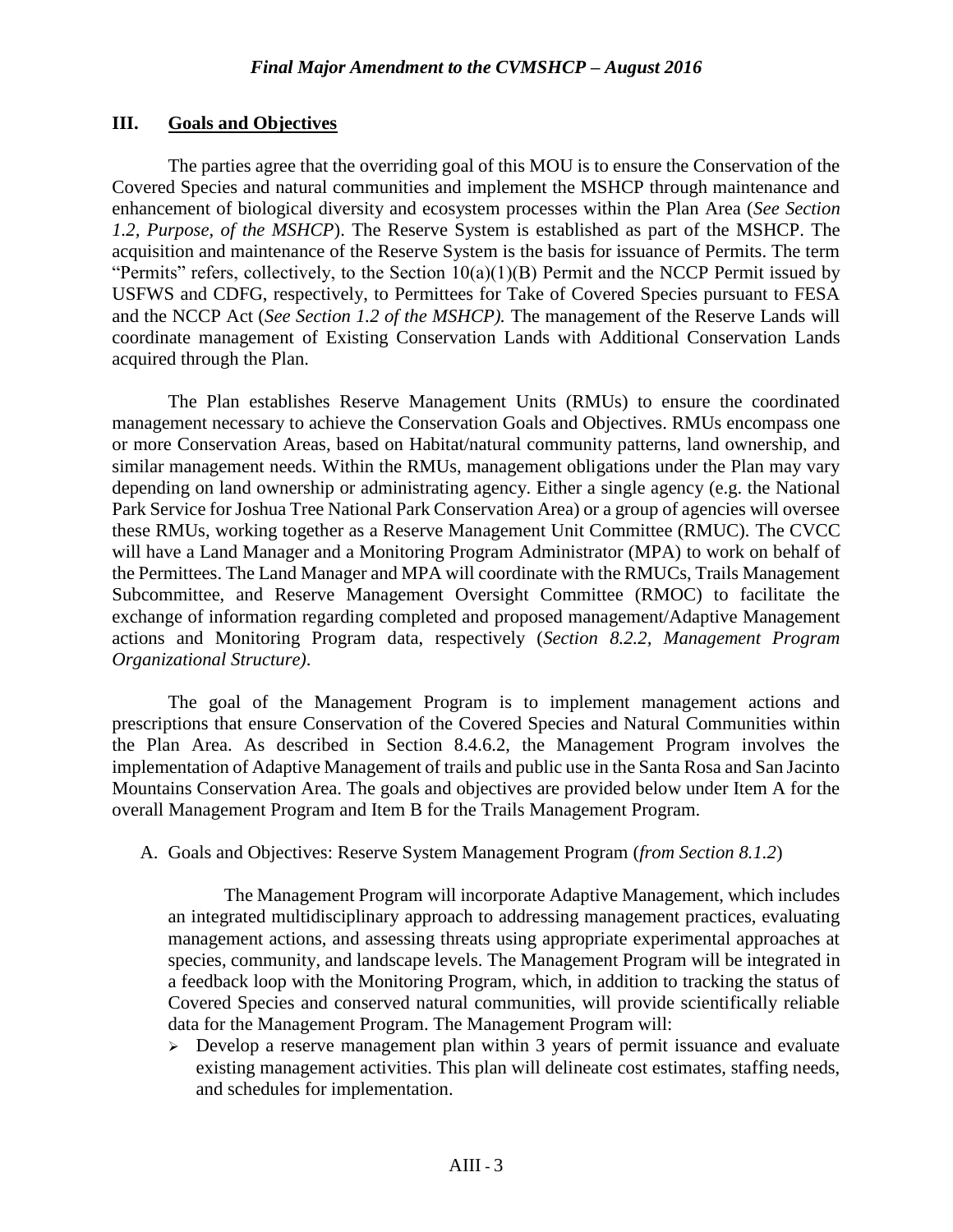## III. Goals and Objectives

The parties agree that the overriding goal of this MOU is to ensure the Conservation of the Covered Species and natural communities and implement the MSHCP through maintenance and enhancement of biological diversity and ecosystem processes within the Plan Area (*See Section 1.2, Purpose, of the MSHCP*). The Reserve System is established as part of the MSHCP. The acquisition and maintenance of the Reserve System is the basis for issuance of Permits. The term "Permits" refers, collectively, to the Section 10(a)(1)(B) Permit and the NCCP Permit issued by USFWS and CDFG, respectively, to Permittees for Take of Covered Species pursuant to FESA and the NCCP Act (*See Section 1.2 of the MSHCP).* The management of the Reserve Lands will coordinate management of Existing Conservation Lands with Additional Conservation Lands acquired through the Plan.

The Plan establishes Reserve Management Units (RMUs) to ensure the coordinated management necessary to achieve the Conservation Goals and Objectives. RMUs encompass one or more Conservation Areas, based on Habitat/natural community patterns, land ownership, and similar management needs. Within the RMUs, management obligations under the Plan may vary depending on land ownership or administrating agency. Either a single agency (e.g. the National Park Service for Joshua Tree National Park Conservation Area) or a group of agencies will oversee these RMUs, working together as a Reserve Management Unit Committee (RMUC). The CVCC will have a Land Manager and a Monitoring Program Administrator (MPA) to work on behalf of the Permittees. The Land Manager and MPA will coordinate with the RMUCs, Trails Management Subcommittee, and Reserve Management Oversight Committee (RMOC) to facilitate the exchange of information regarding completed and proposed management/Adaptive Management actions and Monitoring Program data, respectively (*Section 8.2.2, Management Program Organizational Structure)*.

The goal of the Management Program is to implement management actions and prescriptions that ensure Conservation of the Covered Species and Natural Communities within the Plan Area. As described in Section 8.4.6.2, the Management Program involves the implementation of Adaptive Management of trails and public use in the Santa Rosa and San Jacinto Mountains Conservation Area. The goals and objectives are provided below under Item A for the overall Management Program and Item B for the Trails Management Program.

A. Goals and Objectives: Reserve System Management Program (*from Section 8.1.2*)

The Management Program will incorporate Adaptive Management, which includes an integrated multidisciplinary approach to addressing management practices, evaluating management actions, and assessing threats using appropriate experimental approaches at species, community, and landscape levels. The Management Program will be integrated in a feedback loop with the Monitoring Program, which, in addition to tracking the status of Covered Species and conserved natural communities, will provide scientifically reliable data for the Management Program. The Management Program will:

- Develop a reserve management plan within 3 years of permit issuance and evaluate existing management activities. This plan will delineate cost estimates, staffing needs, and schedules for implementation.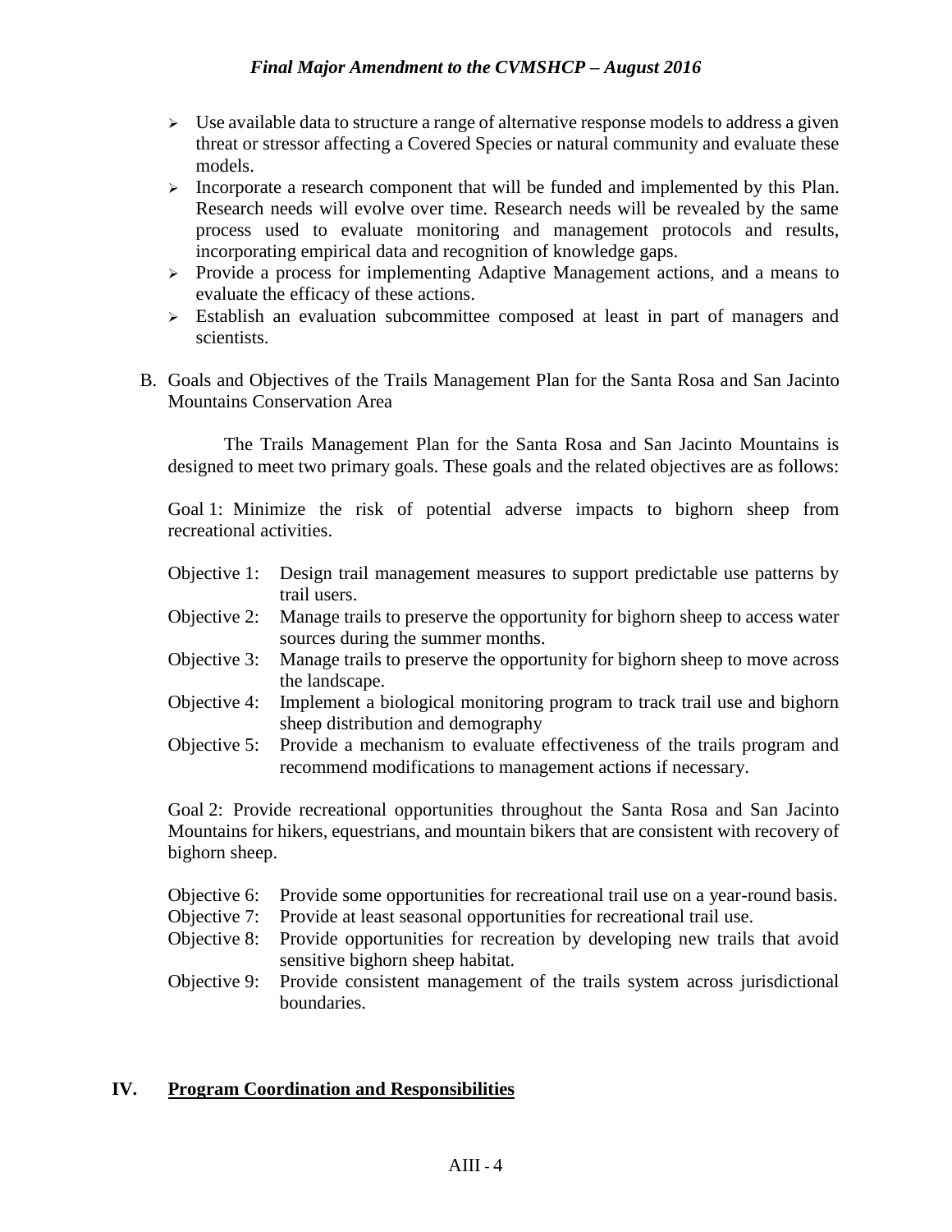- Use available data to structure a range of alternative response models to address a given threat or stressor affecting a Covered Species or natural community and evaluate these models.
- Incorporate a research component that will be funded and implemented by this Plan. Research needs will evolve over time. Research needs will be revealed by the same process used to evaluate monitoring and management protocols and results, incorporating empirical data and recognition of knowledge gaps.
- Provide a process for implementing Adaptive Management actions, and a means to evaluate the efficacy of these actions.
- Establish an evaluation subcommittee composed at least in part of managers and scientists.

B. Goals and Objectives of the Trails Management Plan for the Santa Rosa and San Jacinto Mountains Conservation Area

The Trails Management Plan for the Santa Rosa and San Jacinto Mountains is designed to meet two primary goals. These goals and the related objectives are as follows:

Goal 1: Minimize the risk of potential adverse impacts to bighorn sheep from recreational activities.

Objective 1: Design trail management measures to support predictable use patterns by trail users.

Objective 2: Manage trails to preserve the opportunity for bighorn sheep to access water sources during the summer months.

Objective 3: Manage trails to preserve the opportunity for bighorn sheep to move across the landscape.

Objective 4: Implement a biological monitoring program to track trail use and bighorn sheep distribution and demography

Objective 5: Provide a mechanism to evaluate effectiveness of the trails program and recommend modifications to management actions if necessary.

Goal 2: Provide recreational opportunities throughout the Santa Rosa and San Jacinto Mountains for hikers, equestrians, and mountain bikers that are consistent with recovery of bighorn sheep.

Objective 6: Provide some opportunities for recreational trail use on a year-round basis.

Objective 7: Provide at least seasonal opportunities for recreational trail use.

Objective 8: Provide opportunities for recreation by developing new trails that avoid sensitive bighorn sheep habitat.

Objective 9: Provide consistent management of the trails system across jurisdictional boundaries.

## IV. Program Coordination and Responsibilities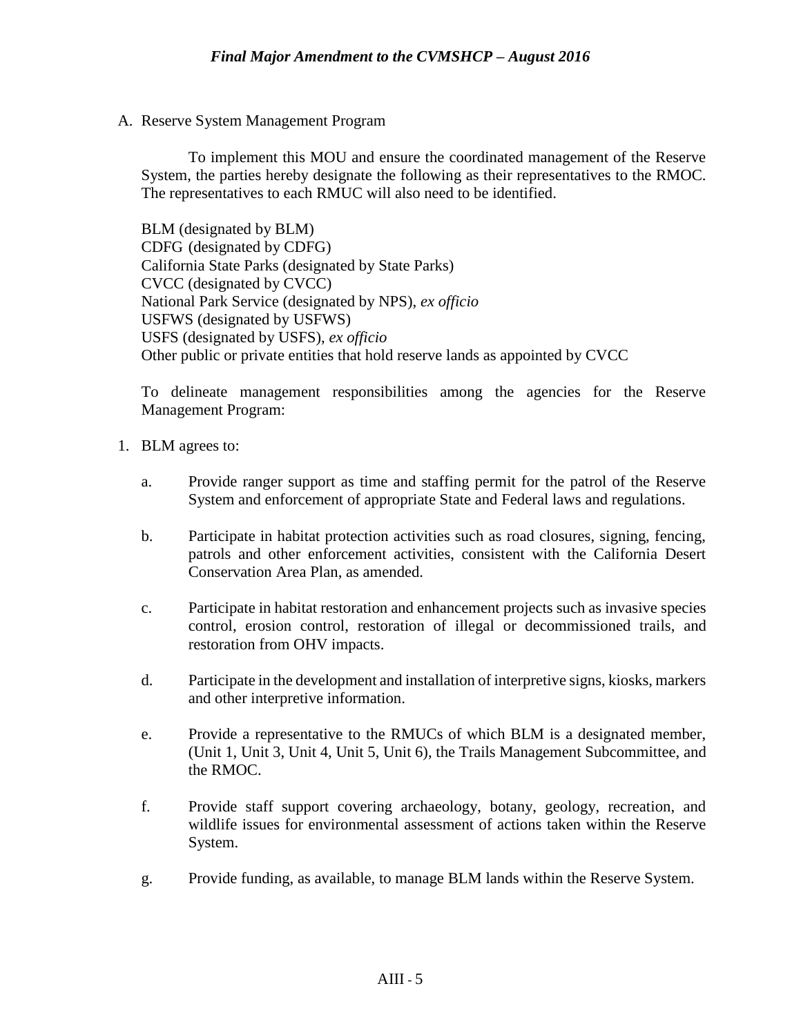A. Reserve System Management Program

To implement this MOU and ensure the coordinated management of the Reserve System, the parties hereby designate the following as their representatives to the RMOC. The representatives to each RMUC will also need to be identified.

BLM (designated by BLM)
CDFG (designated by CDFG)
California State Parks (designated by State Parks)
CVCC (designated by CVCC)
National Park Service (designated by NPS), *ex officio*
USFWS (designated by USFWS)
USFS (designated by USFS), *ex officio*
Other public or private entities that hold reserve lands as appointed by CVCC

To delineate management responsibilities among the agencies for the Reserve Management Program:

1. BLM agrees to:

   a. Provide ranger support as time and staffing permit for the patrol of the Reserve System and enforcement of appropriate State and Federal laws and regulations.

   b. Participate in habitat protection activities such as road closures, signing, fencing, patrols and other enforcement activities, consistent with the California Desert Conservation Area Plan, as amended.

   c. Participate in habitat restoration and enhancement projects such as invasive species control, erosion control, restoration of illegal or decommissioned trails, and restoration from OHV impacts.

   d. Participate in the development and installation of interpretive signs, kiosks, markers and other interpretive information.

   e. Provide a representative to the RMUCs of which BLM is a designated member, (Unit 1, Unit 3, Unit 4, Unit 5, Unit 6), the Trails Management Subcommittee, and the RMOC.

   f. Provide staff support covering archaeology, botany, geology, recreation, and wildlife issues for environmental assessment of actions taken within the Reserve System.

   g. Provide funding, as available, to manage BLM lands within the Reserve System.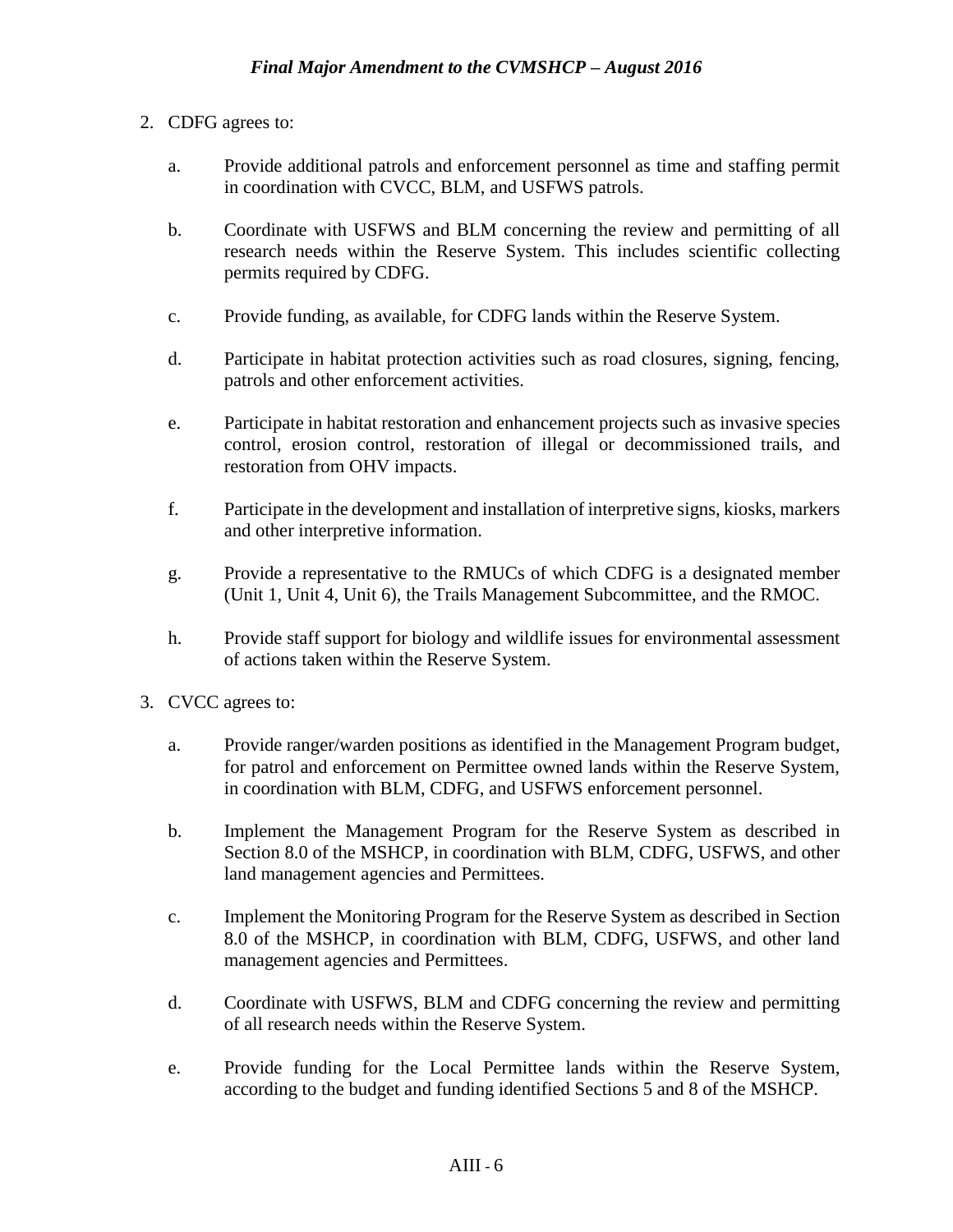2. CDFG agrees to:

   a. Provide additional patrols and enforcement personnel as time and staffing permit in coordination with CVCC, BLM, and USFWS patrols.

   b. Coordinate with USFWS and BLM concerning the review and permitting of all research needs within the Reserve System. This includes scientific collecting permits required by CDFG.

   c. Provide funding, as available, for CDFG lands within the Reserve System.

   d. Participate in habitat protection activities such as road closures, signing, fencing, patrols and other enforcement activities.

   e. Participate in habitat restoration and enhancement projects such as invasive species control, erosion control, restoration of illegal or decommissioned trails, and restoration from OHV impacts.

   f. Participate in the development and installation of interpretive signs, kiosks, markers and other interpretive information.

   g. Provide a representative to the RMUCs of which CDFG is a designated member (Unit 1, Unit 4, Unit 6), the Trails Management Subcommittee, and the RMOC.

   h. Provide staff support for biology and wildlife issues for environmental assessment of actions taken within the Reserve System.

3. CVCC agrees to:

   a. Provide ranger/warden positions as identified in the Management Program budget, for patrol and enforcement on Permittee owned lands within the Reserve System, in coordination with BLM, CDFG, and USFWS enforcement personnel.

   b. Implement the Management Program for the Reserve System as described in Section 8.0 of the MSHCP, in coordination with BLM, CDFG, USFWS, and other land management agencies and Permittees.

   c. Implement the Monitoring Program for the Reserve System as described in Section 8.0 of the MSHCP, in coordination with BLM, CDFG, USFWS, and other land management agencies and Permittees.

   d. Coordinate with USFWS, BLM and CDFG concerning the review and permitting of all research needs within the Reserve System.

   e. Provide funding for the Local Permittee lands within the Reserve System, according to the budget and funding identified Sections 5 and 8 of the MSHCP.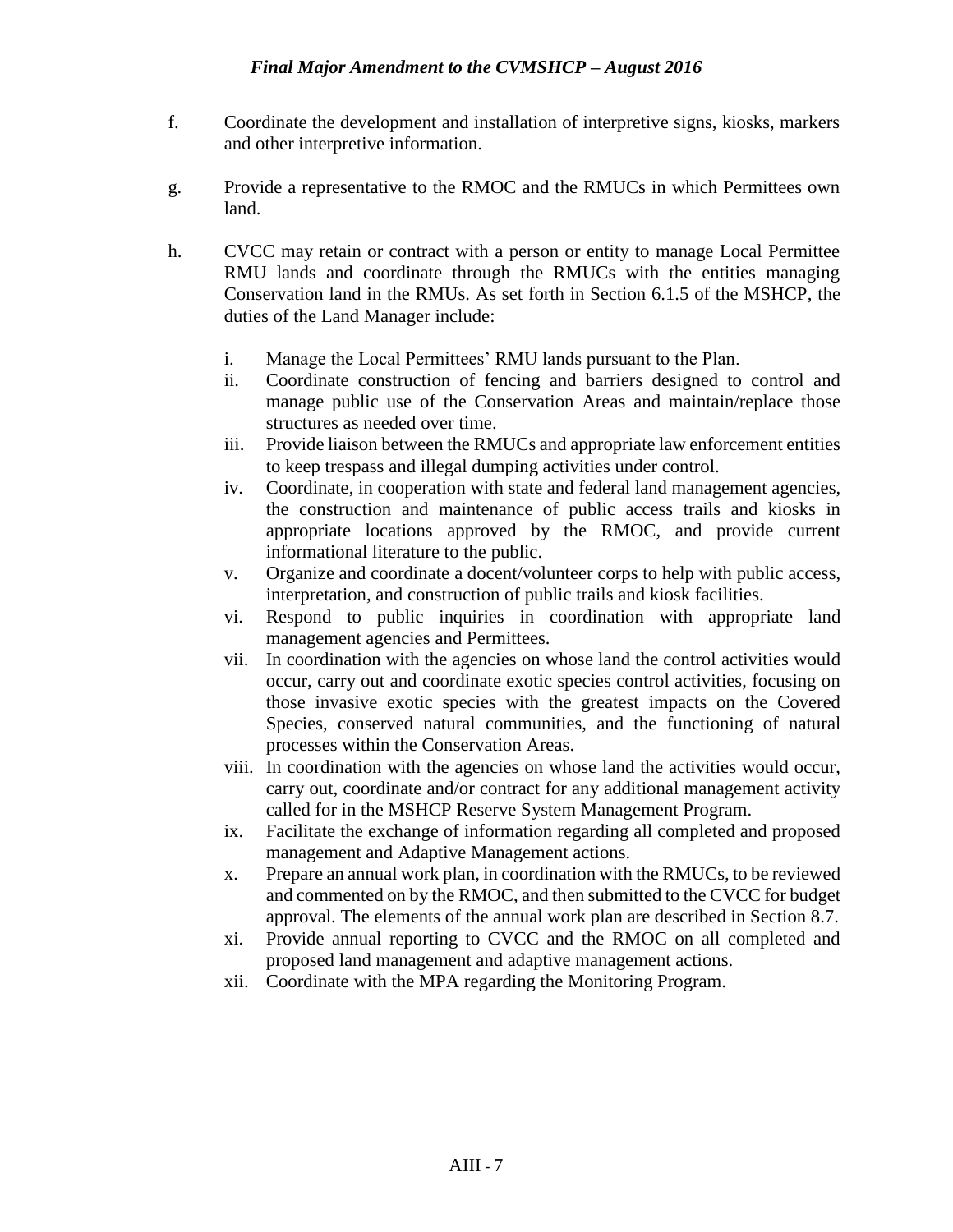f. Coordinate the development and installation of interpretive signs, kiosks, markers and other interpretive information.

g. Provide a representative to the RMOC and the RMUCs in which Permittees own land.

h. CVCC may retain or contract with a person or entity to manage Local Permittee RMU lands and coordinate through the RMUCs with the entities managing Conservation land in the RMUs. As set forth in Section 6.1.5 of the MSHCP, the duties of the Land Manager include:

   i. Manage the Local Permittees' RMU lands pursuant to the Plan.
   ii. Coordinate construction of fencing and barriers designed to control and manage public use of the Conservation Areas and maintain/replace those structures as needed over time.
   iii. Provide liaison between the RMUCs and appropriate law enforcement entities to keep trespass and illegal dumping activities under control.
   iv. Coordinate, in cooperation with state and federal land management agencies, the construction and maintenance of public access trails and kiosks in appropriate locations approved by the RMOC, and provide current informational literature to the public.
   v. Organize and coordinate a docent/volunteer corps to help with public access, interpretation, and construction of public trails and kiosk facilities.
   vi. Respond to public inquiries in coordination with appropriate land management agencies and Permittees.
   vii. In coordination with the agencies on whose land the control activities would occur, carry out and coordinate exotic species control activities, focusing on those invasive exotic species with the greatest impacts on the Covered Species, conserved natural communities, and the functioning of natural processes within the Conservation Areas.
   viii. In coordination with the agencies on whose land the activities would occur, carry out, coordinate and/or contract for any additional management activity called for in the MSHCP Reserve System Management Program.
   ix. Facilitate the exchange of information regarding all completed and proposed management and Adaptive Management actions.
   x. Prepare an annual work plan, in coordination with the RMUCs, to be reviewed and commented on by the RMOC, and then submitted to the CVCC for budget approval. The elements of the annual work plan are described in Section 8.7.
   xi. Provide annual reporting to CVCC and the RMOC on all completed and proposed land management and adaptive management actions.
   xii. Coordinate with the MPA regarding the Monitoring Program.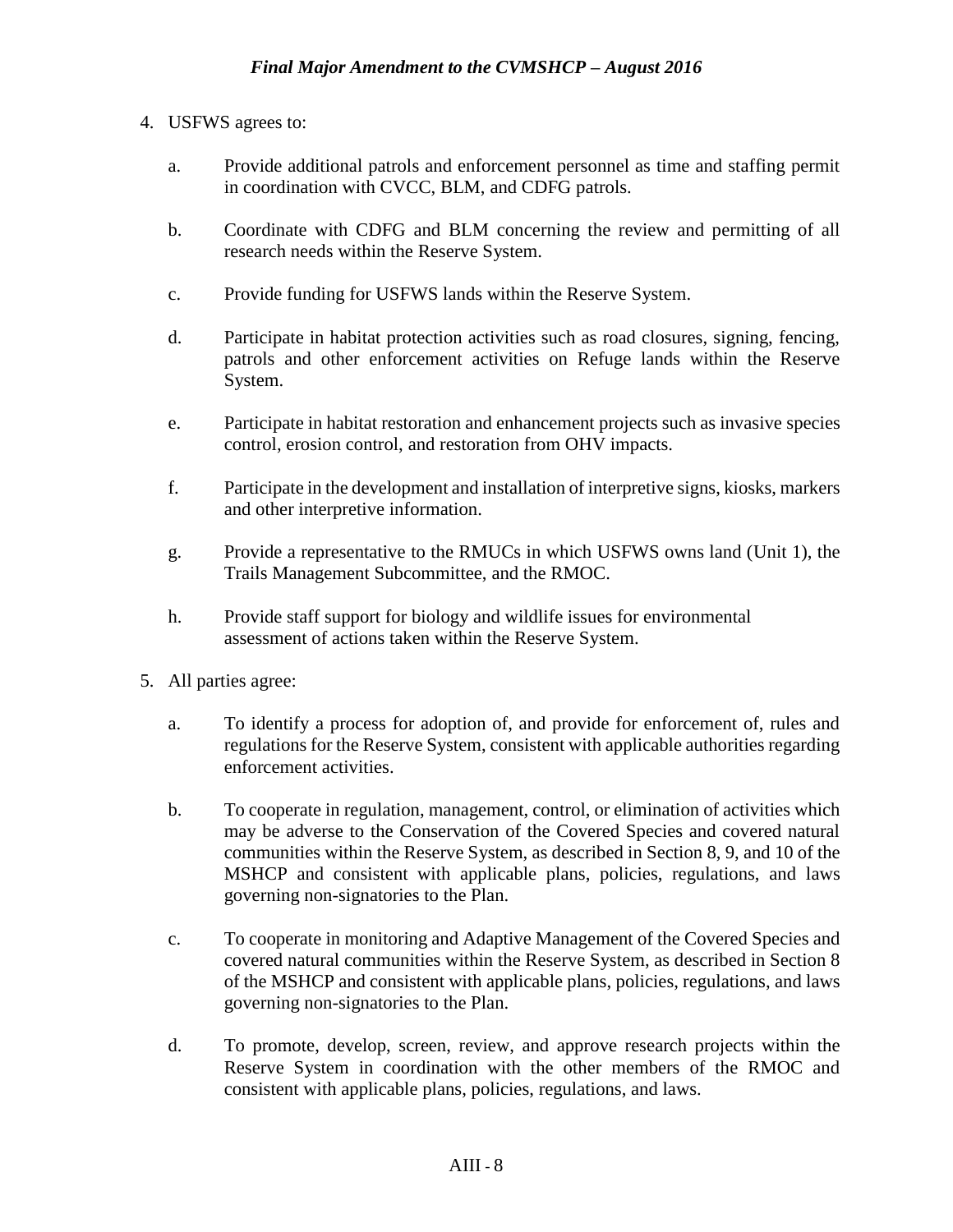4. USFWS agrees to:

   a. Provide additional patrols and enforcement personnel as time and staffing permit in coordination with CVCC, BLM, and CDFG patrols.

   b. Coordinate with CDFG and BLM concerning the review and permitting of all research needs within the Reserve System.

   c. Provide funding for USFWS lands within the Reserve System.

   d. Participate in habitat protection activities such as road closures, signing, fencing, patrols and other enforcement activities on Refuge lands within the Reserve System.

   e. Participate in habitat restoration and enhancement projects such as invasive species control, erosion control, and restoration from OHV impacts.

   f. Participate in the development and installation of interpretive signs, kiosks, markers and other interpretive information.

   g. Provide a representative to the RMUCs in which USFWS owns land (Unit 1), the Trails Management Subcommittee, and the RMOC.

   h. Provide staff support for biology and wildlife issues for environmental assessment of actions taken within the Reserve System.

5. All parties agree:

   a. To identify a process for adoption of, and provide for enforcement of, rules and regulations for the Reserve System, consistent with applicable authorities regarding enforcement activities.

   b. To cooperate in regulation, management, control, or elimination of activities which may be adverse to the Conservation of the Covered Species and covered natural communities within the Reserve System, as described in Section 8, 9, and 10 of the MSHCP and consistent with applicable plans, policies, regulations, and laws governing non-signatories to the Plan.

   c. To cooperate in monitoring and Adaptive Management of the Covered Species and covered natural communities within the Reserve System, as described in Section 8 of the MSHCP and consistent with applicable plans, policies, regulations, and laws governing non-signatories to the Plan.

   d. To promote, develop, screen, review, and approve research projects within the Reserve System in coordination with the other members of the RMOC and consistent with applicable plans, policies, regulations, and laws.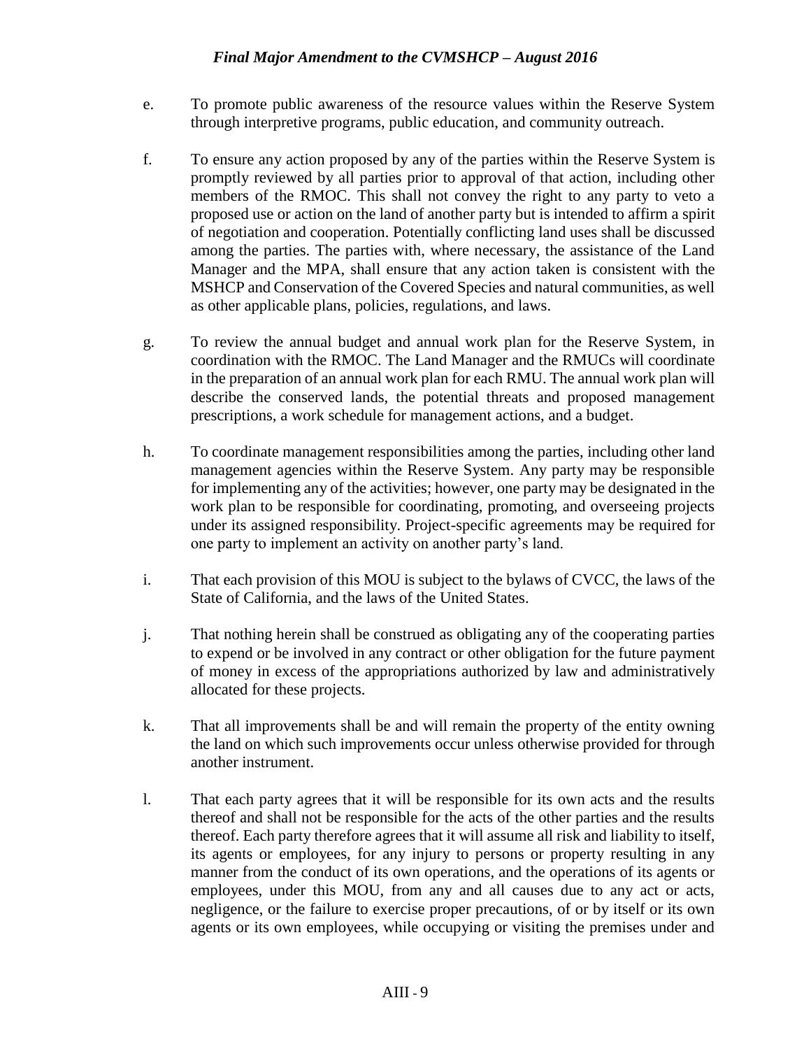e. To promote public awareness of the resource values within the Reserve System through interpretive programs, public education, and community outreach.

f. To ensure any action proposed by any of the parties within the Reserve System is promptly reviewed by all parties prior to approval of that action, including other members of the RMOC. This shall not convey the right to any party to veto a proposed use or action on the land of another party but is intended to affirm a spirit of negotiation and cooperation. Potentially conflicting land uses shall be discussed among the parties. The parties with, where necessary, the assistance of the Land Manager and the MPA, shall ensure that any action taken is consistent with the MSHCP and Conservation of the Covered Species and natural communities, as well as other applicable plans, policies, regulations, and laws.

g. To review the annual budget and annual work plan for the Reserve System, in coordination with the RMOC. The Land Manager and the RMUCs will coordinate in the preparation of an annual work plan for each RMU. The annual work plan will describe the conserved lands, the potential threats and proposed management prescriptions, a work schedule for management actions, and a budget.

h. To coordinate management responsibilities among the parties, including other land management agencies within the Reserve System. Any party may be responsible for implementing any of the activities; however, one party may be designated in the work plan to be responsible for coordinating, promoting, and overseeing projects under its assigned responsibility. Project-specific agreements may be required for one party to implement an activity on another party's land.

i. That each provision of this MOU is subject to the bylaws of CVCC, the laws of the State of California, and the laws of the United States.

j. That nothing herein shall be construed as obligating any of the cooperating parties to expend or be involved in any contract or other obligation for the future payment of money in excess of the appropriations authorized by law and administratively allocated for these projects.

k. That all improvements shall be and will remain the property of the entity owning the land on which such improvements occur unless otherwise provided for through another instrument.

l. That each party agrees that it will be responsible for its own acts and the results thereof and shall not be responsible for the acts of the other parties and the results thereof. Each party therefore agrees that it will assume all risk and liability to itself, its agents or employees, for any injury to persons or property resulting in any manner from the conduct of its own operations, and the operations of its agents or employees, under this MOU, from any and all causes due to any act or acts, negligence, or the failure to exercise proper precautions, of or by itself or its own agents or its own employees, while occupying or visiting the premises under and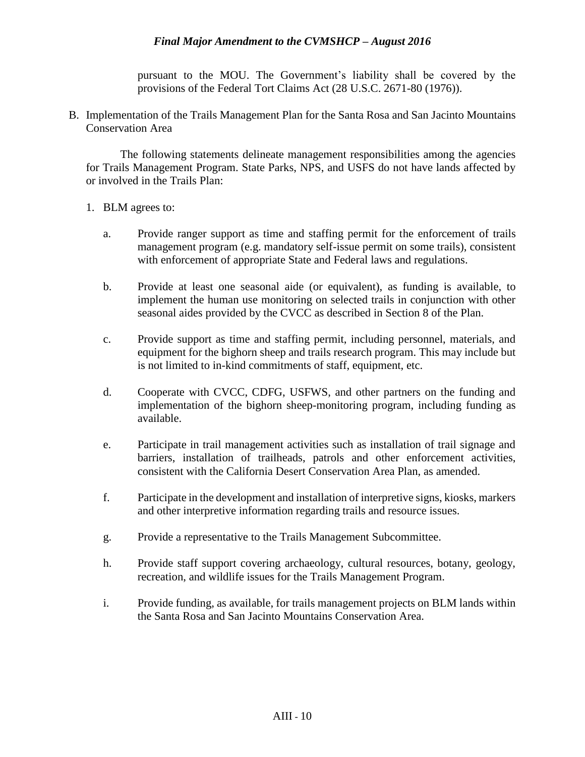pursuant to the MOU. The Government's liability shall be covered by the provisions of the Federal Tort Claims Act (28 U.S.C. 2671-80 (1976)).

B. Implementation of the Trails Management Plan for the Santa Rosa and San Jacinto Mountains Conservation Area

The following statements delineate management responsibilities among the agencies for Trails Management Program. State Parks, NPS, and USFS do not have lands affected by or involved in the Trails Plan:

1. BLM agrees to:

   a. Provide ranger support as time and staffing permit for the enforcement of trails management program (e.g. mandatory self-issue permit on some trails), consistent with enforcement of appropriate State and Federal laws and regulations.

   b. Provide at least one seasonal aide (or equivalent), as funding is available, to implement the human use monitoring on selected trails in conjunction with other seasonal aides provided by the CVCC as described in Section 8 of the Plan.

   c. Provide support as time and staffing permit, including personnel, materials, and equipment for the bighorn sheep and trails research program. This may include but is not limited to in-kind commitments of staff, equipment, etc.

   d. Cooperate with CVCC, CDFG, USFWS, and other partners on the funding and implementation of the bighorn sheep-monitoring program, including funding as available.

   e. Participate in trail management activities such as installation of trail signage and barriers, installation of trailheads, patrols and other enforcement activities, consistent with the California Desert Conservation Area Plan, as amended.

   f. Participate in the development and installation of interpretive signs, kiosks, markers and other interpretive information regarding trails and resource issues.

   g. Provide a representative to the Trails Management Subcommittee.

   h. Provide staff support covering archaeology, cultural resources, botany, geology, recreation, and wildlife issues for the Trails Management Program.

   i. Provide funding, as available, for trails management projects on BLM lands within the Santa Rosa and San Jacinto Mountains Conservation Area.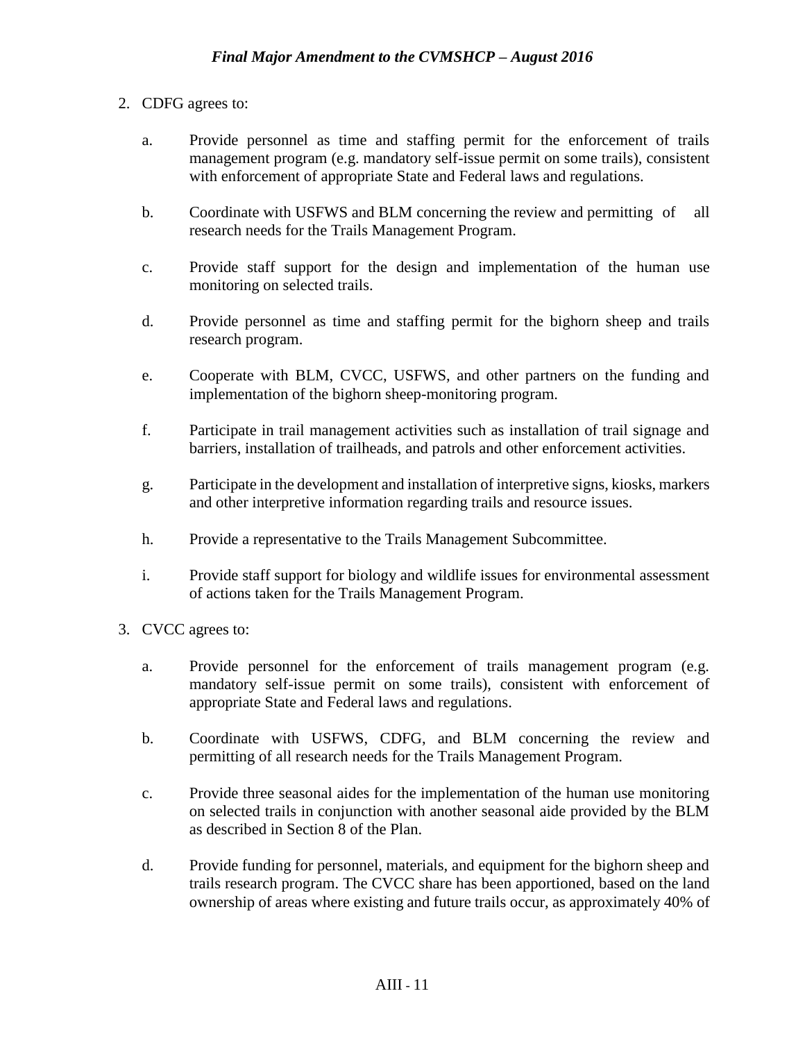2. CDFG agrees to:

   a. Provide personnel as time and staffing permit for the enforcement of trails management program (e.g. mandatory self-issue permit on some trails), consistent with enforcement of appropriate State and Federal laws and regulations.

   b. Coordinate with USFWS and BLM concerning the review and permitting of all research needs for the Trails Management Program.

   c. Provide staff support for the design and implementation of the human use monitoring on selected trails.

   d. Provide personnel as time and staffing permit for the bighorn sheep and trails research program.

   e. Cooperate with BLM, CVCC, USFWS, and other partners on the funding and implementation of the bighorn sheep-monitoring program.

   f. Participate in trail management activities such as installation of trail signage and barriers, installation of trailheads, and patrols and other enforcement activities.

   g. Participate in the development and installation of interpretive signs, kiosks, markers and other interpretive information regarding trails and resource issues.

   h. Provide a representative to the Trails Management Subcommittee.

   i. Provide staff support for biology and wildlife issues for environmental assessment of actions taken for the Trails Management Program.

3. CVCC agrees to:

   a. Provide personnel for the enforcement of trails management program (e.g. mandatory self-issue permit on some trails), consistent with enforcement of appropriate State and Federal laws and regulations.

   b. Coordinate with USFWS, CDFG, and BLM concerning the review and permitting of all research needs for the Trails Management Program.

   c. Provide three seasonal aides for the implementation of the human use monitoring on selected trails in conjunction with another seasonal aide provided by the BLM as described in Section 8 of the Plan.

   d. Provide funding for personnel, materials, and equipment for the bighorn sheep and trails research program. The CVCC share has been apportioned, based on the land ownership of areas where existing and future trails occur, as approximately 40% of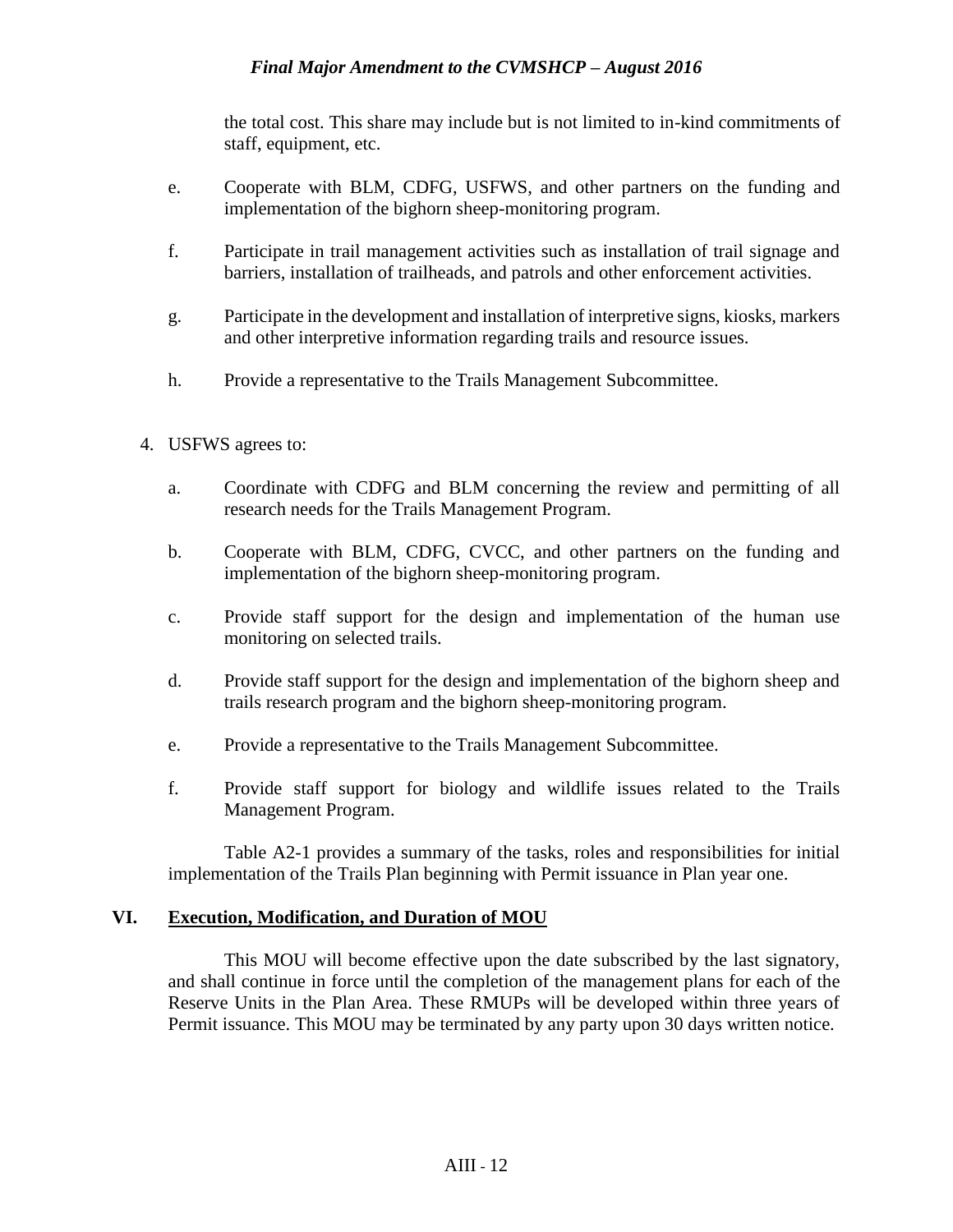the total cost. This share may include but is not limited to in-kind commitments of staff, equipment, etc.

e. Cooperate with BLM, CDFG, USFWS, and other partners on the funding and implementation of the bighorn sheep-monitoring program.

f. Participate in trail management activities such as installation of trail signage and barriers, installation of trailheads, and patrols and other enforcement activities.

g. Participate in the development and installation of interpretive signs, kiosks, markers and other interpretive information regarding trails and resource issues.

h. Provide a representative to the Trails Management Subcommittee.

4. USFWS agrees to:

a. Coordinate with CDFG and BLM concerning the review and permitting of all research needs for the Trails Management Program.

b. Cooperate with BLM, CDFG, CVCC, and other partners on the funding and implementation of the bighorn sheep-monitoring program.

c. Provide staff support for the design and implementation of the human use monitoring on selected trails.

d. Provide staff support for the design and implementation of the bighorn sheep and trails research program and the bighorn sheep-monitoring program.

e. Provide a representative to the Trails Management Subcommittee.

f. Provide staff support for biology and wildlife issues related to the Trails Management Program.

Table A2-1 provides a summary of the tasks, roles and responsibilities for initial implementation of the Trails Plan beginning with Permit issuance in Plan year one.

## VI. Execution, Modification, and Duration of MOU

This MOU will become effective upon the date subscribed by the last signatory, and shall continue in force until the completion of the management plans for each of the Reserve Units in the Plan Area. These RMUPs will be developed within three years of Permit issuance. This MOU may be terminated by any party upon 30 days written notice.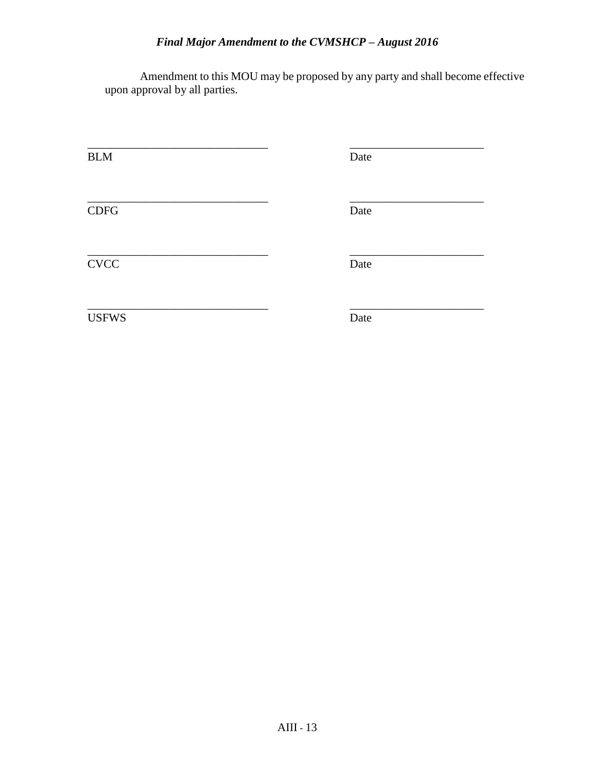Amendment to this MOU may be proposed by any party and shall become effective upon approval by all parties.

| | |
|---|---|
| _______________________________ | _______________________ |
| BLM | Date |
| _______________________________ | _______________________ |
| CDFG | Date |
| _______________________________ | _______________________ |
| CVCC | Date |
| _______________________________ | _______________________ |
| USFWS | Date |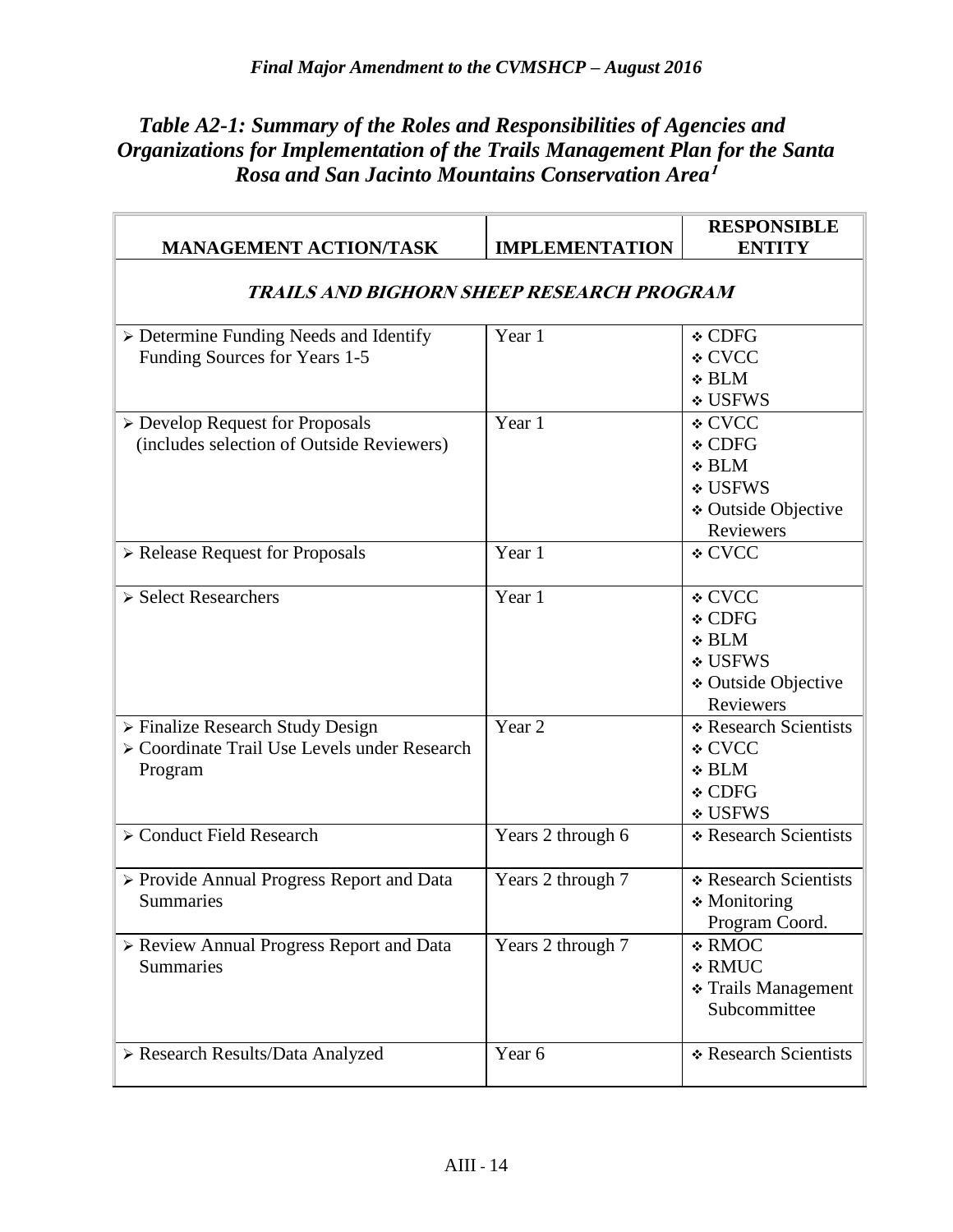### *Table A2-1: Summary of the Roles and Responsibilities of Agencies and Organizations for Implementation of the Trails Management Plan for the Santa Rosa and San Jacinto Mountains Conservation Area*[1]

| MANAGEMENT ACTION/TASK | IMPLEMENTATION | RESPONSIBLE ENTITY |
|---|---|---|
| ***TRAILS AND BIGHORN SHEEP RESEARCH PROGRAM*** | | |
| ➢ Determine Funding Needs and Identify Funding Sources for Years 1-5 | Year 1 | ❖ CDFG<br>❖ CVCC<br>❖ BLM<br>❖ USFWS |
| ➢ Develop Request for Proposals (includes selection of Outside Reviewers) | Year 1 | ❖ CVCC<br>❖ CDFG<br>❖ BLM<br>❖ USFWS<br>❖ Outside Objective Reviewers |
| ➢ Release Request for Proposals | Year 1 | ❖ CVCC |
| ➢ Select Researchers | Year 1 | ❖ CVCC<br>❖ CDFG<br>❖ BLM<br>❖ USFWS<br>❖ Outside Objective Reviewers |
| ➢ Finalize Research Study Design<br>➢ Coordinate Trail Use Levels under Research Program | Year 2 | ❖ Research Scientists<br>❖ CVCC<br>❖ BLM<br>❖ CDFG<br>❖ USFWS |
| ➢ Conduct Field Research | Years 2 through 6 | ❖ Research Scientists |
| ➢ Provide Annual Progress Report and Data Summaries | Years 2 through 7 | ❖ Research Scientists<br>❖ Monitoring Program Coord. |
| ➢ Review Annual Progress Report and Data Summaries | Years 2 through 7 | ❖ RMOC<br>❖ RMUC<br>❖ Trails Management Subcommittee |
| ➢ Research Results/Data Analyzed | Year 6 | ❖ Research Scientists |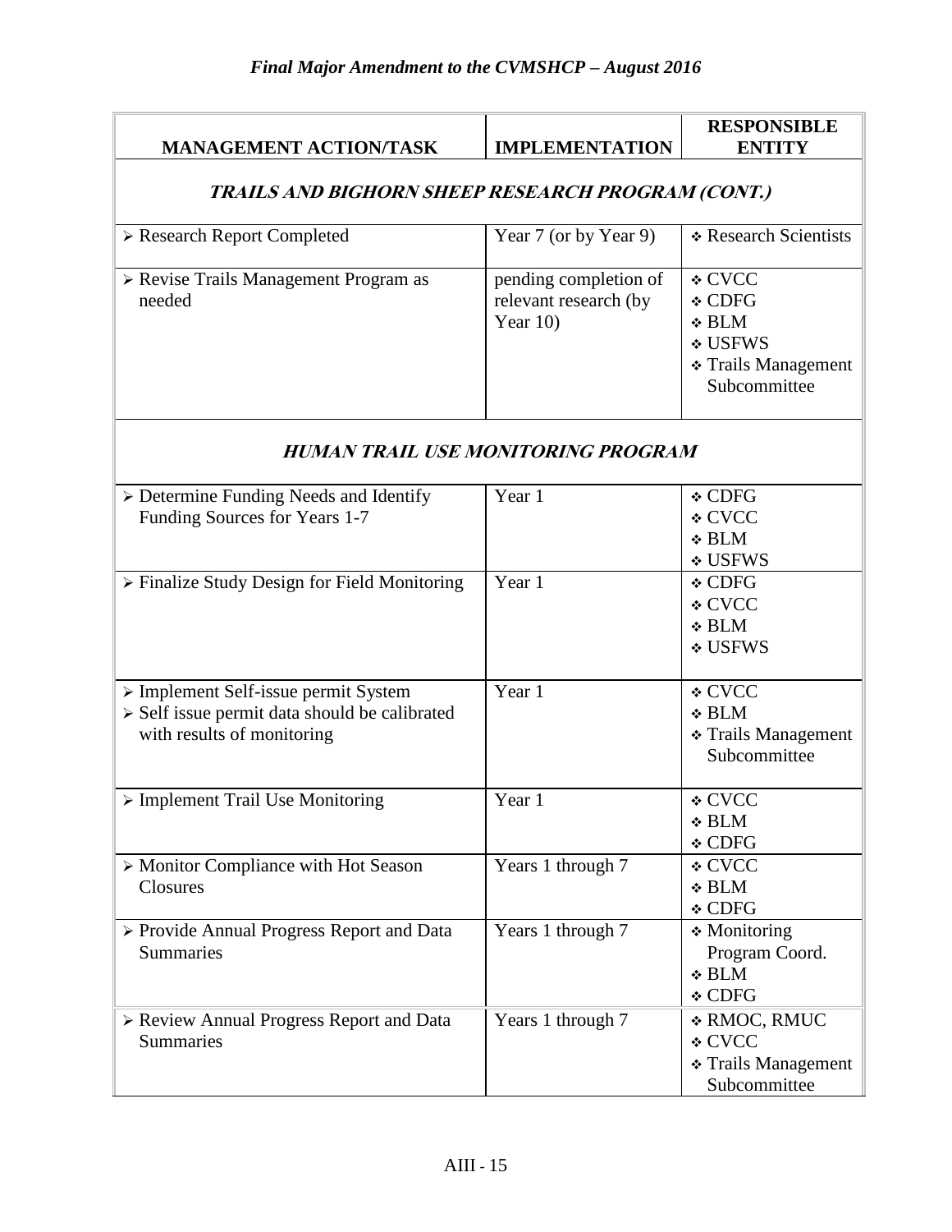| MANAGEMENT ACTION/TASK | IMPLEMENTATION | RESPONSIBLE ENTITY |
|---|---|---|
| ***TRAILS AND BIGHORN SHEEP RESEARCH PROGRAM (CONT.)*** | | |
| ➢ Research Report Completed | Year 7 (or by Year 9) | ❖ Research Scientists |
| ➢ Revise Trails Management Program as needed | pending completion of relevant research (by Year 10) | ❖ CVCC<br>❖ CDFG<br>❖ BLM<br>❖ USFWS<br>❖ Trails Management Subcommittee |
| ***HUMAN TRAIL USE MONITORING PROGRAM*** | | |
| ➢ Determine Funding Needs and Identify Funding Sources for Years 1-7 | Year 1 | ❖ CDFG<br>❖ CVCC<br>❖ BLM<br>❖ USFWS |
| ➢ Finalize Study Design for Field Monitoring | Year 1 | ❖ CDFG<br>❖ CVCC<br>❖ BLM<br>❖ USFWS |
| ➢ Implement Self-issue permit System<br>➢ Self issue permit data should be calibrated with results of monitoring | Year 1 | ❖ CVCC<br>❖ BLM<br>❖ Trails Management Subcommittee |
| ➢ Implement Trail Use Monitoring | Year 1 | ❖ CVCC<br>❖ BLM<br>❖ CDFG |
| ➢ Monitor Compliance with Hot Season Closures | Years 1 through 7 | ❖ CVCC<br>❖ BLM<br>❖ CDFG |
| ➢ Provide Annual Progress Report and Data Summaries | Years 1 through 7 | ❖ Monitoring Program Coord.<br>❖ BLM<br>❖ CDFG |
| ➢ Review Annual Progress Report and Data Summaries | Years 1 through 7 | ❖ RMOC, RMUC<br>❖ CVCC<br>❖ Trails Management Subcommittee |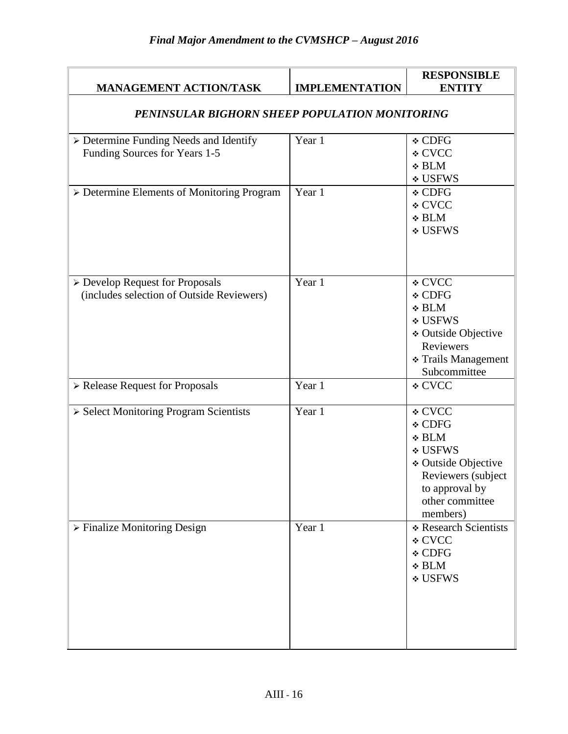| MANAGEMENT ACTION/TASK | IMPLEMENTATION | RESPONSIBLE ENTITY |
|---|---|---|
| ***PENINSULAR BIGHORN SHEEP POPULATION MONITORING*** | | |
| ➢ Determine Funding Needs and Identify Funding Sources for Years 1-5 | Year 1 | ❖ CDFG<br>❖ CVCC<br>❖ BLM<br>❖ USFWS |
| ➢ Determine Elements of Monitoring Program | Year 1 | ❖ CDFG<br>❖ CVCC<br>❖ BLM<br>❖ USFWS |
| ➢ Develop Request for Proposals (includes selection of Outside Reviewers) | Year 1 | ❖ CVCC<br>❖ CDFG<br>❖ BLM<br>❖ USFWS<br>❖ Outside Objective Reviewers<br>❖ Trails Management Subcommittee |
| ➢ Release Request for Proposals | Year 1 | ❖ CVCC |
| ➢ Select Monitoring Program Scientists | Year 1 | ❖ CVCC<br>❖ CDFG<br>❖ BLM<br>❖ USFWS<br>❖ Outside Objective Reviewers (subject to approval by other committee members) |
| ➢ Finalize Monitoring Design | Year 1 | ❖ Research Scientists<br>❖ CVCC<br>❖ CDFG<br>❖ BLM<br>❖ USFWS |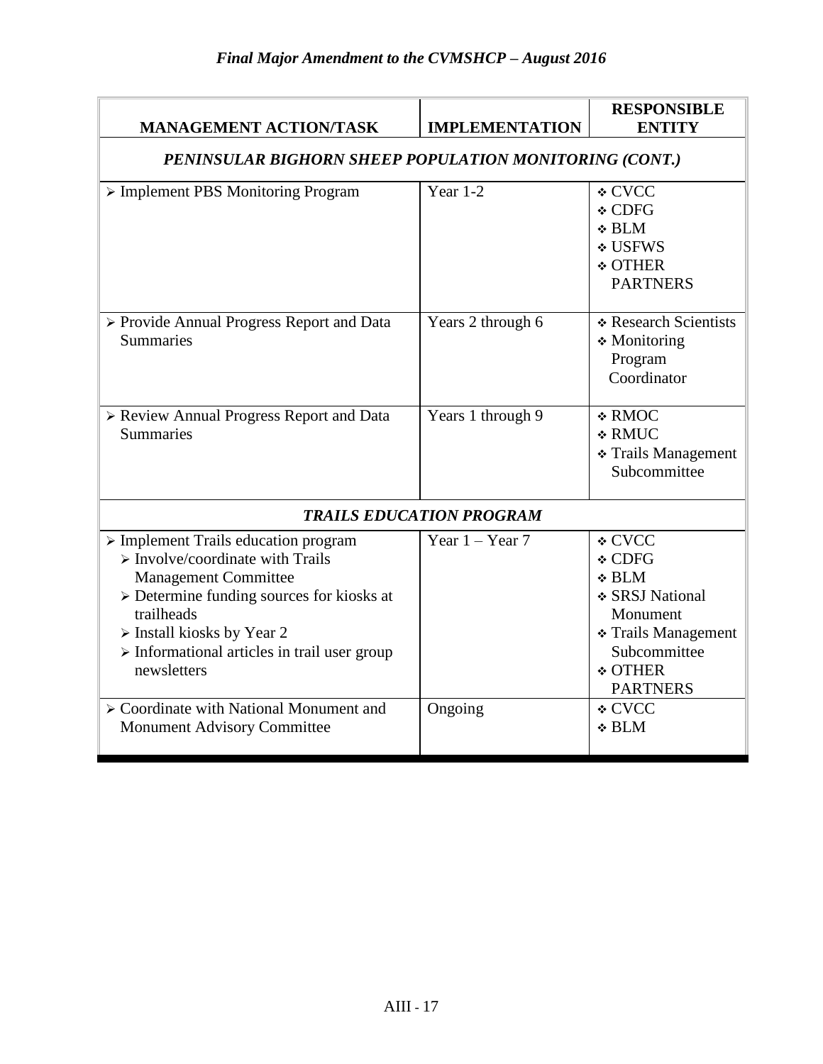| MANAGEMENT ACTION/TASK | IMPLEMENTATION | RESPONSIBLE ENTITY |
|---|---|---|
| ***PENINSULAR BIGHORN SHEEP POPULATION MONITORING (CONT.)*** | | |
| ➢ Implement PBS Monitoring Program | Year 1-2 | ❖ CVCC<br>❖ CDFG<br>❖ BLM<br>❖ USFWS<br>❖ OTHER PARTNERS |
| ➢ Provide Annual Progress Report and Data Summaries | Years 2 through 6 | ❖ Research Scientists<br>❖ Monitoring Program Coordinator |
| ➢ Review Annual Progress Report and Data Summaries | Years 1 through 9 | ❖ RMOC<br>❖ RMUC<br>❖ Trails Management Subcommittee |
| ***TRAILS EDUCATION PROGRAM*** | | |
| ➢ Implement Trails education program<br>➢ Involve/coordinate with Trails Management Committee<br>➢ Determine funding sources for kiosks at trailheads<br>➢ Install kiosks by Year 2<br>➢ Informational articles in trail user group newsletters | Year 1 – Year 7 | ❖ CVCC<br>❖ CDFG<br>❖ BLM<br>❖ SRSJ National Monument<br>❖ Trails Management Subcommittee<br>❖ OTHER PARTNERS |
| ➢ Coordinate with National Monument and Monument Advisory Committee | Ongoing | ❖ CVCC<br>❖ BLM |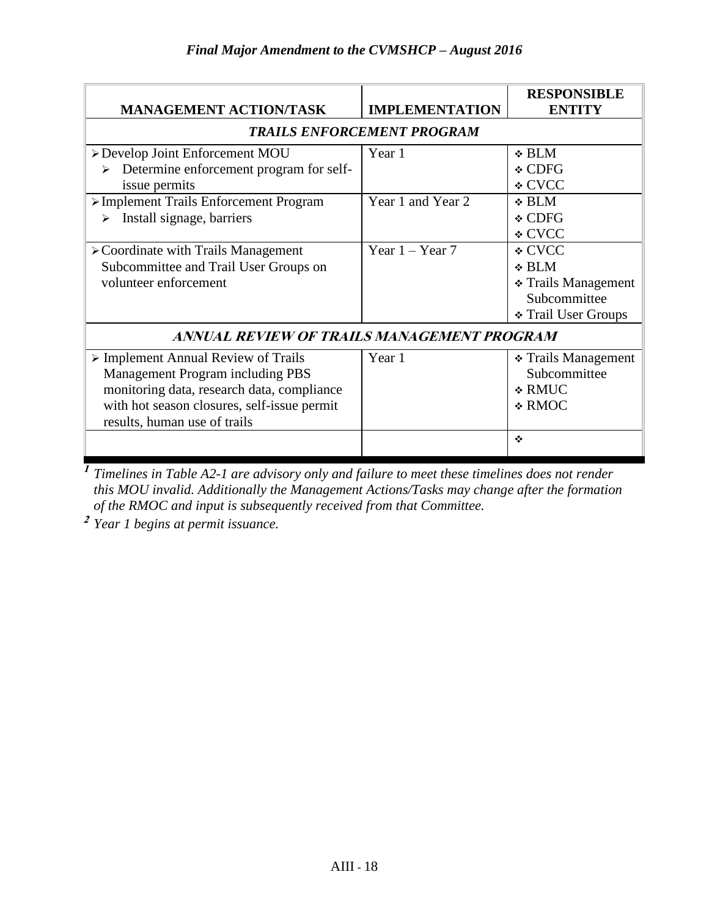| MANAGEMENT ACTION/TASK | IMPLEMENTATION | RESPONSIBLE ENTITY |
|---|---|---|
| ***TRAILS ENFORCEMENT PROGRAM*** | | |
| ➢ Develop Joint Enforcement MOU<br>➢ Determine enforcement program for self-issue permits | Year 1 | ❖ BLM<br>❖ CDFG<br>❖ CVCC |
| ➢ Implement Trails Enforcement Program<br>➢ Install signage, barriers | Year 1 and Year 2 | ❖ BLM<br>❖ CDFG<br>❖ CVCC |
| ➢ Coordinate with Trails Management Subcommittee and Trail User Groups on volunteer enforcement | Year 1 – Year 7 | ❖ CVCC<br>❖ BLM<br>❖ Trails Management Subcommittee<br>❖ Trail User Groups |
| ***ANNUAL REVIEW OF TRAILS MANAGEMENT PROGRAM*** | | |
| ➢ Implement Annual Review of Trails Management Program including PBS monitoring data, research data, compliance with hot season closures, self-issue permit results, human use of trails | Year 1 | ❖ Trails Management Subcommittee<br>❖ RMUC<br>❖ RMOC |
| | | ❖ |

[1] *Timelines in Table A2-1 are advisory only and failure to meet these timelines does not render this MOU invalid. Additionally the Management Actions/Tasks may change after the formation of the RMOC and input is subsequently received from that Committee.*

[2] *Year 1 begins at permit issuance.*